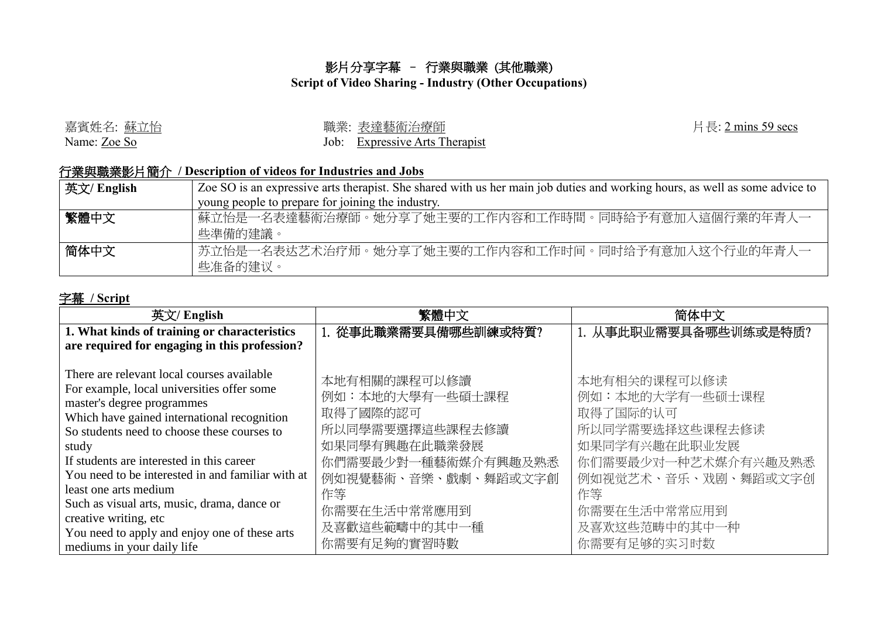# 影片分享字幕 – 行業與職業 (其他職業)
## Script of Video Sharing - Industry (Other Occupations)

嘉賓姓名: 蘇立怡
Name: Zoe So

職業: 表達藝術治療師
Job: Expressive Arts Therapist

片長: 2 mins 59 secs

### 行業與職業影片簡介 / Description of videos for Industries and Jobs

| | |
|---|---|
| 英文/ English | Zoe SO is an expressive arts therapist. She shared with us her main job duties and working hours, as well as some advice to young people to prepare for joining the industry. |
| 繁體中文 | 蘇立怡是一名表達藝術治療師。她分享了她主要的工作內容和工作時間。同時給予有意加入這個行業的年青人一些準備的建議。 |
| 简体中文 | 苏立怡是一名表达艺术治疗师。她分享了她主要的工作内容和工作时间。同时给予有意加入这个行业的年青人一些准备的建议。 |

### 字幕 / Script

| 英文/ English | 繁體中文 | 简体中文 |
|---|---|---|
| **1. What kinds of training or characteristics are required for engaging in this profession?**<br><br>There are relevant local courses available<br>For example, local universities offer some master's degree programmes<br>Which have gained international recognition<br>So students need to choose these courses to study<br>If students are interested in this career<br>You need to be interested in and familiar with at least one arts medium<br>Such as visual arts, music, drama, dance or creative writing, etc<br>You need to apply and enjoy one of these arts mediums in your daily life | **1. 從事此職業需要具備哪些訓練或特質?**<br><br>本地有相關的課程可以修讀<br>例如：本地的大學有一些碩士課程<br>取得了國際的認可<br>所以同學需要選擇這些課程去修讀<br>如果同學有興趣在此職業發展<br>你們需要最少對一種藝術媒介有興趣及熟悉<br>例如視覺藝術、音樂、戲劇、舞蹈或文字創作等<br>你需要在生活中常常應用到<br>及喜歡這些範疇中的其中一種<br>你需要有足夠的實習時數 | **1. 从事此职业需要具备哪些训练或是特质?**<br><br>本地有相关的课程可以修读<br>例如：本地的大学有一些硕士课程<br>取得了国际的认可<br>所以同学需要选择这些课程去修读<br>如果同学有兴趣在此职业发展<br>你们需要最少对一种艺术媒介有兴趣及熟悉<br>例如视觉艺术、音乐、戏剧、舞蹈或文字创作等<br>你需要在生活中常常应用到<br>及喜欢这些范畴中的其中一种<br>你需要有足够的实习时数 |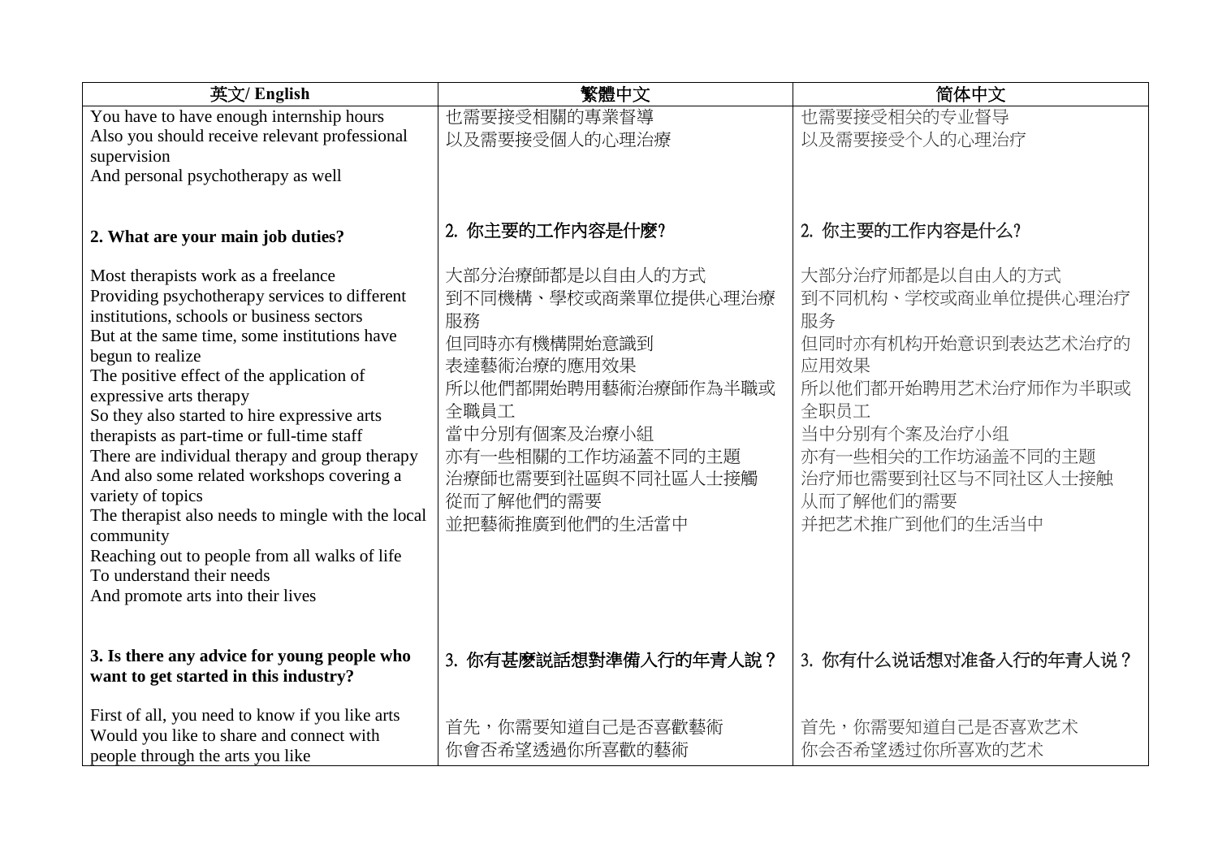| 英文/ English | 繁體中文 | 简体中文 |
| --- | --- | --- |
| You have to have enough internship hours<br>Also you should receive relevant professional supervision<br>And personal psychotherapy as well | 也需要接受相關的專業督導<br>以及需要接受個人的心理治療 | 也需要接受相关的专业督导<br>以及需要接受个人的心理治疗 |
| **2. What are your main job duties?** | 2. 你主要的工作內容是什麼? | 2. 你主要的工作内容是什么? |
| Most therapists work as a freelance<br>Providing psychotherapy services to different institutions, schools or business sectors<br>But at the same time, some institutions have begun to realize<br>The positive effect of the application of expressive arts therapy<br>So they also started to hire expressive arts therapists as part-time or full-time staff<br>There are individual therapy and group therapy<br>And also some related workshops covering a variety of topics<br>The therapist also needs to mingle with the local community<br>Reaching out to people from all walks of life<br>To understand their needs<br>And promote arts into their lives | 大部分治療師都是以自由人的方式<br>到不同機構、學校或商業單位提供心理治療服務<br>但同時亦有機構開始意識到<br>表達藝術治療的應用效果<br>所以他們都開始聘用藝術治療師作為半職或全職員工<br>當中分別有個案及治療小組<br>亦有一些相關的工作坊涵蓋不同的主題<br>治療師也需要到社區與不同社區人士接觸<br>從而了解他們的需要<br>並把藝術推廣到他們的生活當中 | 大部分治疗师都是以自由人的方式<br>到不同机构、学校或商业单位提供心理治疗服务<br>但同时亦有机构开始意识到表达艺术治疗的应用效果<br>所以他们都开始聘用艺术治疗师作为半职或全职员工<br>当中分别有个案及治疗小组<br>亦有一些相关的工作坊涵盖不同的主题<br>治疗师也需要到社区与不同社区人士接触<br>从而了解他们的需要<br>并把艺术推广到他们的生活当中 |
| **3. Is there any advice for young people who want to get started in this industry?** | 3. 你有甚麼說話想對準備入行的年青人說？ | 3. 你有什么说话想对准备入行的年青人说？ |
| First of all, you need to know if you like arts<br>Would you like to share and connect with people through the arts you like | 首先，你需要知道自己是否喜歡藝術<br>你會否希望透過你所喜歡的藝術 | 首先，你需要知道自己是否喜欢艺术<br>你会否希望透过你所喜欢的艺术 |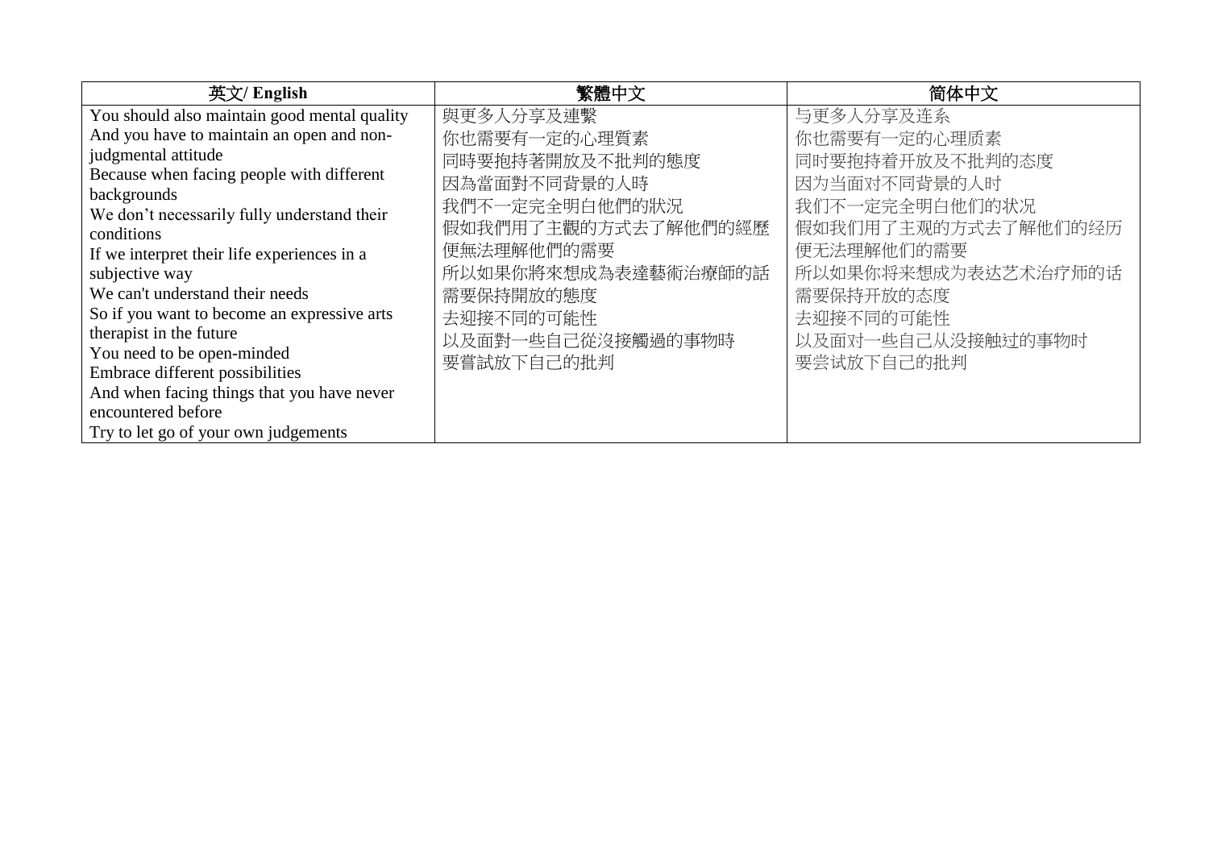| 英文/ English | 繁體中文 | 简体中文 |
| --- | --- | --- |
| You should also maintain good mental quality<br>And you have to maintain an open and non-judgmental attitude<br>Because when facing people with different backgrounds<br>We don’t necessarily fully understand their conditions<br>If we interpret their life experiences in a subjective way<br>We can't understand their needs<br>So if you want to become an expressive arts therapist in the future<br>You need to be open-minded<br>Embrace different possibilities<br>And when facing things that you have never encountered before<br>Try to let go of your own judgements | 與更多人分享及連繫<br>你也需要有一定的心理質素<br>同時要抱持著開放及不批判的態度<br>因為當面對不同背景的人時<br>我們不一定完全明白他們的狀況<br>假如我們用了主觀的方式去了解他們的經歷<br>便無法理解他們的需要<br>所以如果你將來想成為表達藝術治療師的話<br>需要保持開放的態度<br>去迎接不同的可能性<br>以及面對一些自己從沒接觸過的事物時<br>要嘗試放下自己的批判 | 与更多人分享及连系<br>你也需要有一定的心理质素<br>同时要抱持着开放及不批判的态度<br>因为当面对不同背景的人时<br>我们不一定完全明白他们的状况<br>假如我们用了主观的方式去了解他们的经历<br>便无法理解他们的需要<br>所以如果你将来想成为表达艺术治疗师的话<br>需要保持开放的态度<br>去迎接不同的可能性<br>以及面对一些自己从没接触过的事物时<br>要尝试放下自己的批判 |